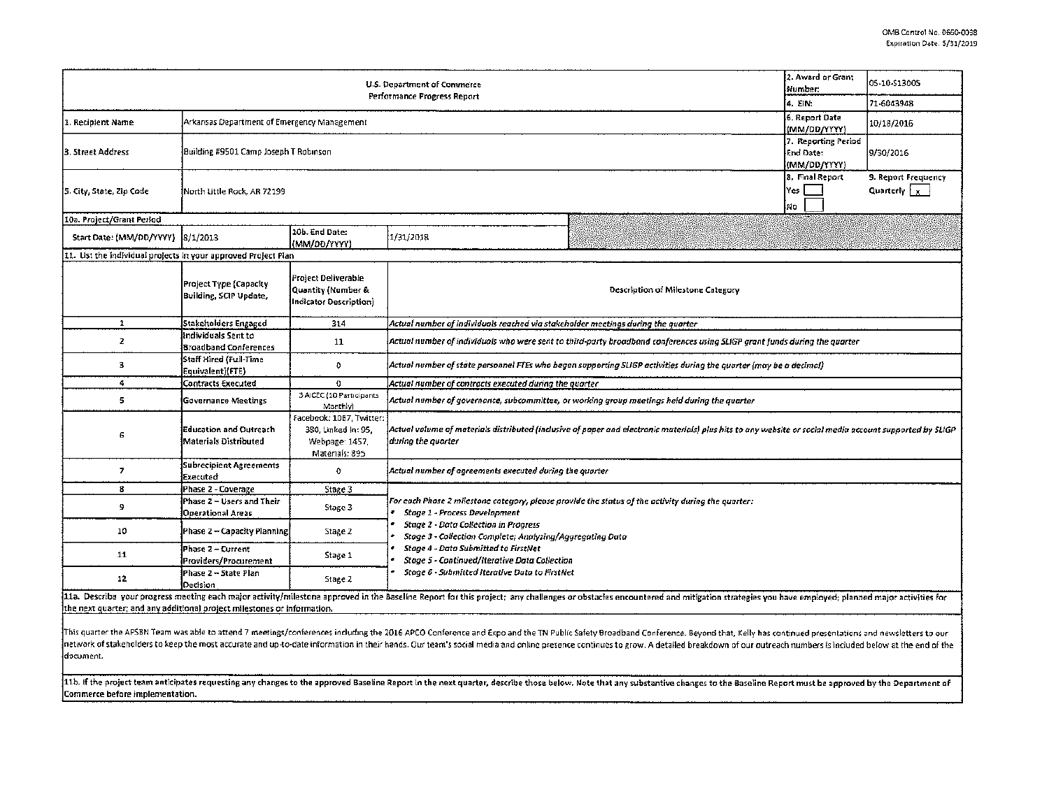OMB Control No. 0660-0038
Expiration Date: 5/31/2019

| U.S. Department of Commerce Performance Progress Report | | | | 2. Award or Grant Number: | 05-10-S13005 |
|---|---|---|---|---|---|
| | | | | 4. EIN: | 71-6043948 |
| 1. Recipient Name | Arkansas Department of Emergency Management | | | 6. Report Date (MM/DD/YYYY) | 10/18/2016 |
| 3. Street Address | Building #9501 Camp Joseph T Robinson | | | 7. Reporting Period End Date: (MM/DD/YYYY) | 9/30/2016 |
| 5. City, State, Zip Code | North Little Rock, AR 72199 | | | 8. Final Report Yes [ ] No [ ] | 9. Report Frequency Quarterly [x] |
| 10a. Project/Grant Period | | | | | |
| Start Date: (MM/DD/YYYY) | 8/1/2013 | 10b. End Date: (MM/DD/YYYY) | 1/31/2018 | | |

11. List the individual projects in your approved Project Plan

| | Project Type (Capacity Building, SCIP Update, | Project Deliverable Quantity (Number & Indicator Description) | Description of Milestone Category |
|---|---|---|---|
| 1 | Stakeholders Engaged | 314 | *Actual number of individuals reached via stakeholder meetings during the quarter* |
| 2 | Individuals Sent to Broadband Conferences | 11 | *Actual number of individuals who were sent to third-party broadband conferences using SLIGP grant funds during the quarter* |
| 3 | Staff Hired (Full-Time Equivalent)(FTE) | 0 | *Actual number of state personnel FTEs who began supporting SLIGP activities during the quarter (may be a decimal)* |
| 4 | Contracts Executed | 0 | *Actual number of contracts executed during the quarter* |
| 5 | Governance Meetings | 3 AICEC (10 Participants Monthly) | *Actual number of governance, subcommittee, or working group meetings held during the quarter* |
| 6 | Education and Outreach Materials Distributed | Facebook: 1087, Twitter: 380, Linked In: 95, Webpage: 1457, Materials: 895 | *Actual volume of materials distributed (inclusive of paper and electronic materials) plus hits to any website or social media account supported by SLIGP during the quarter* |
| 7 | Subrecipient Agreements Executed | 0 | *Actual number of agreements executed during the quarter* |
| 8 | Phase 2 - Coverage | Stage 3 | *For each Phase 2 milestone category, please provide the status of the activity during the quarter:* <br>• *Stage 1 - Process Development* <br>• *Stage 2 - Data Collection in Progress* <br>• *Stage 3 - Collection Complete; Analyzing/Aggregating Data* <br>• *Stage 4 - Data Submitted to FirstNet* <br>• *Stage 5 - Continued/Iterative Data Collection* <br>• *Stage 6 - Submitted Iterative Data to FirstNet* |
| 9 | Phase 2 – Users and Their Operational Areas | Stage 3 | |
| 10 | Phase 2 – Capacity Planning | Stage 2 | |
| 11 | Phase 2 – Current Providers/Procurement | Stage 1 | |
| 12 | Phase 2 – State Plan Decision | Stage 2 | |

11a. Describe your progress meeting each major activity/milestone approved in the Baseline Report for this project; any challenges or obstacles encountered and mitigation strategies you have employed; planned major activities for the next quarter; and any additional project milestones or information.

This quarter the APSBN Team was able to attend 7 meetings/conferences including the 2016 APCO Conference and Expo and the TN Public Safety Broadband Conference. Beyond that, Kelly has continued presentations and newsletters to our network of stakeholders to keep the most accurate and up-to-date information in their hands. Our team's social media and online presence continues to grow. A detailed breakdown of our outreach numbers is included below at the end of the document.

11b. If the project team anticipates requesting any changes to the approved Baseline Report in the next quarter, describe those below. Note that any substantive changes to the Baseline Report must be approved by the Department of Commerce before implementation.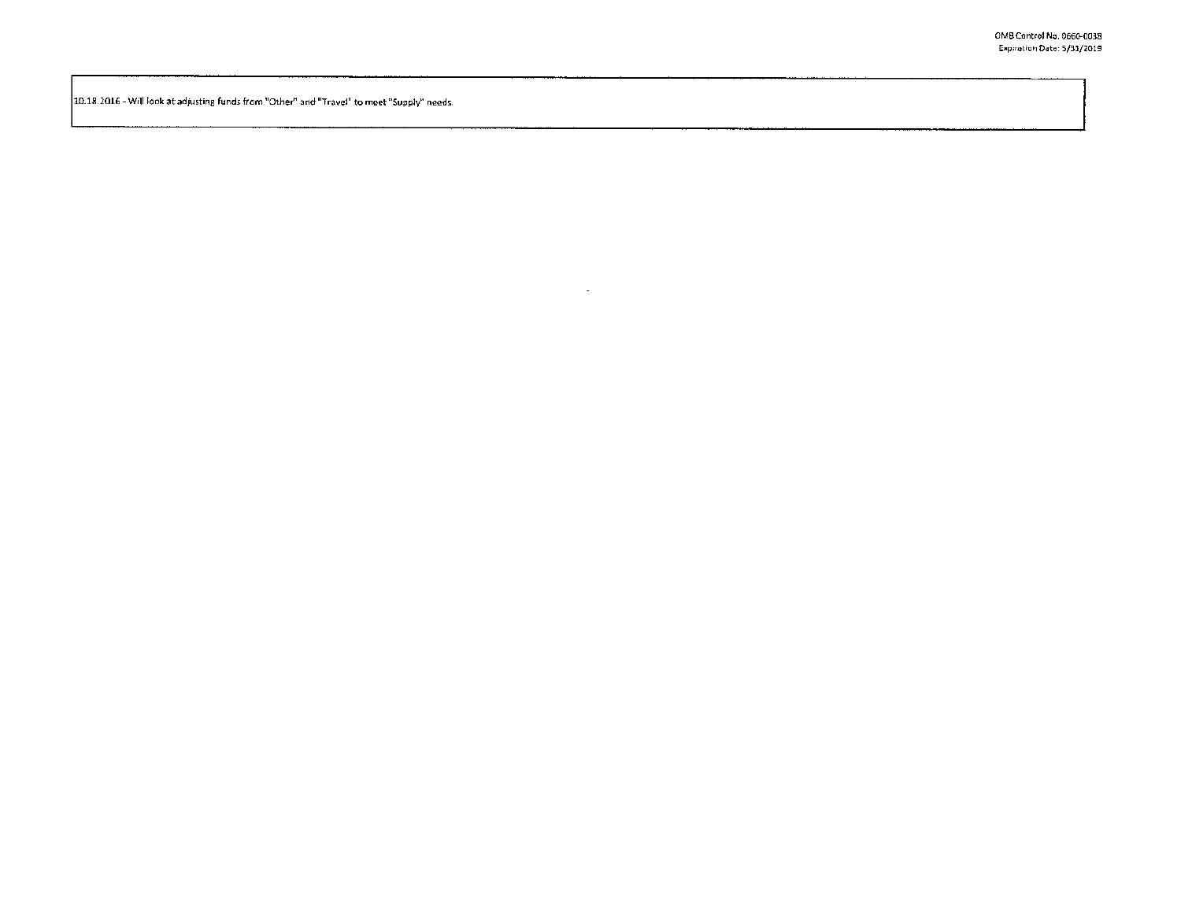OMB Control No. 0660-0038
Expiration Date: 5/31/2019

| 10.18.2016 - Will look at adjusting funds from "Other" and "Travel" to meet "Supply" needs. |
| --- |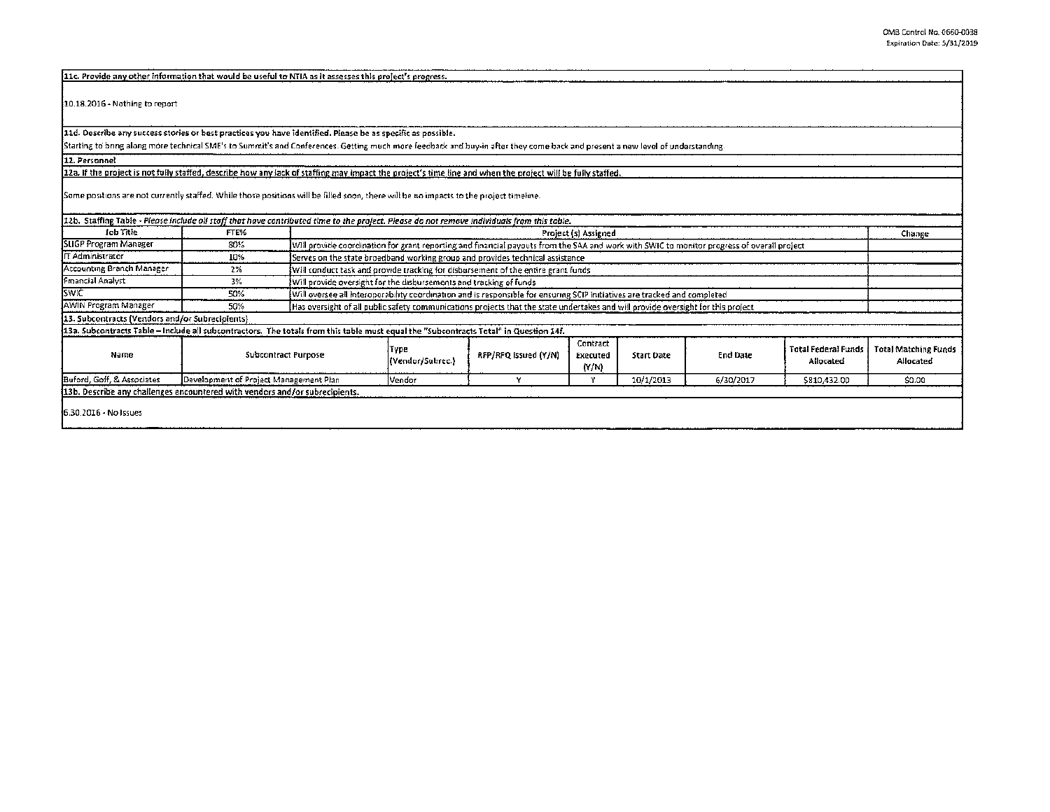**11c. Provide any other information that would be useful to NTIA as it assesses this project's progress.**

10.18.2016 - Nothing to report

**11d. Describe any success stories or best practices you have identified. Please be as specific as possible.**

Starting to bring along more technical SME's to Summit's and Conferences. Getting much more feedback and buy-in after they come back and present a new level of understanding.

**12. Personnel**

**12a. If the project is not fully staffed, describe how any lack of staffing may impact the project's time line and when the project will be fully staffed.**

Some positions are not currently staffed. While those positions will be filled soon, there will be no impacts to the project timeline.

**12b. Staffing Table** - *Please include all staff that have contributed time to the project. Please do not remove individuals from this table.*

| Job Title | FTE% | Project (s) Assigned | Change |
|---|---|---|---|
| SLIGP Program Manager | 80% | Will provide coordination for grant reporting and financial payouts from the SAA and work with SWIC to monitor progress of overall project | |
| IT Administrator | 10% | Serves on the state broadband working group and provides technical assistance | |
| Accounting Branch Manager | 2% | Will conduct task and provide tracking for disbursement of the entire grant funds | |
| Financial Analyst | 3% | Will provide oversight for the disbursements and tracking of funds | |
| SWIC | 50% | Will oversee all interoperability coordination and is responsible for ensuring SCIP initiatives are tracked and completed | |
| AWIN Program Manager | 50% | Has oversight of all public safety communications projects that the state undertakes and will provide oversight for this project | |

**13. Subcontracts (Vendors and/or Subrecipients)**

**13a. Subcontracts Table – Include all subcontractors. The totals from this table must equal the "Subcontracts Total" in Question 14f.**

| Name | Subcontract Purpose | Type (Vendor/Subrec.) | RFP/RFQ Issued (Y/N) | Contract Executed (Y/N) | Start Date | End Date | Total Federal Funds Allocated | Total Matching Funds Allocated |
|---|---|---|---|---|---|---|---|---|
| Buford, Goff, & Associates | Development of Project Management Plan | Vendor | Y | Y | 10/1/2013 | 6/30/2017 | $810,432.00 | $0.00 |

**13b. Describe any challenges encountered with vendors and/or subrecipients.**

6.30.2016 - No Issues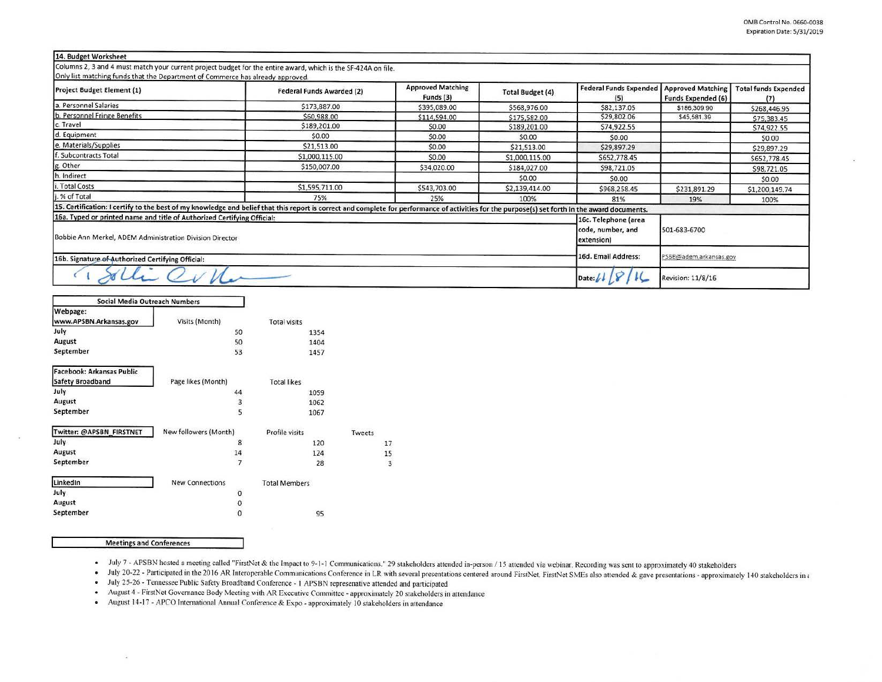OMB Control No. 0660-0038
Expiration Date: 5/31/2019

## 14. Budget Worksheet

Columns 2, 3 and 4 must match your current project budget for the entire award, which is the SF-424A on file.
Only list matching funds that the Department of Commerce has already approved.

| Project Budget Element (1) | Federal Funds Awarded (2) | Approved Matching Funds (3) | Total Budget (4) | Federal Funds Expended (5) | Approved Matching Funds Expended (6) | Total funds Expended (7) |
|---|---|---|---|---|---|---|
| a. Personnel Salaries | $173,887.00 | $395,089.00 | $568,976.00 | $82,137.05 | $186,309.90 | $268,446.95 |
| b. Personnel Fringe Benefits | $60,988.00 | $114,594.00 | $175,582.00 | $29,802.06 | $45,581.39 | $75,383.45 |
| c. Travel | $189,201.00 | $0.00 | $189,201.00 | $74,922.55 | | $74,922.55 |
| d. Equipment | $0.00 | $0.00 | $0.00 | $0.00 | | $0.00 |
| e. Materials/Supplies | $21,513.00 | $0.00 | $21,513.00 | $29,897.29 | | $29,897.29 |
| f. Subcontracts Total | $1,000,115.00 | $0.00 | $1,000,115.00 | $652,778.45 | | $652,778.45 |
| g. Other | $150,007.00 | $34,020.00 | $184,027.00 | $98,721.05 | | $98,721.05 |
| h. Indirect | | | $0.00 | $0.00 | | $0.00 |
| i. Total Costs | $1,595,711.00 | $543,703.00 | $2,139,414.00 | $968,258.45 | $231,891.29 | $1,200,149.74 |
| j. % of Total | 75% | 25% | 100% | 81% | 19% | 100% |

**15. Certification:** I certify to the best of my knowledge and belief that this report is correct and complete for performance of activities for the purpose(s) set forth in the award documents.

| | | |
|---|---|---|
| 16a. Typed or printed name and title of Authorized Certifying Official: Bobbie Ann Merkel, ADEM Administration Division Director | 16c. Telephone (area code, number, and extension) | 501-683-6700 |
| 16b. Signature of Authorized Certifying Official: | 16d. Email Address: | PSBB@adem.arkansas.gov |
| | Date: 11/8/16 | Revision: 11/8/16 |

## Social Media Outreach Numbers

| Webpage: www.APSBN.Arkansas.gov | Visits (Month) | Total visits |
|---|---|---|
| July | 50 | 1354 |
| August | 50 | 1404 |
| September | 53 | 1457 |

| Facebook: Arkansas Public Safety Broadband | Page likes (Month) | Total likes |
|---|---|---|
| July | 44 | 1059 |
| August | 3 | 1062 |
| September | 5 | 1067 |

| Twitter: @APSBN_FIRSTNET | New followers (Month) | Profile visits | Tweets |
|---|---|---|---|
| July | 8 | 120 | 17 |
| August | 14 | 124 | 15 |
| September | 7 | 28 | 3 |

| LinkedIn | New Connections | Total Members |
|---|---|---|
| July | 0 | |
| August | 0 | |
| September | 0 | 95 |

## Meetings and Conferences

- July 7 - APSBN hosted a meeting called "FirstNet & the Impact to 9-1-1 Communications." 29 stakeholders attended in-person / 15 attended via webinar. Recording was sent to approximately 40 stakeholders
- July 20-22 - Participated in the 2016 AR Interoperable Communications Conference in LR with several presentations centered around FirstNet. FirstNet SMEs also attended & gave presentations - approximately 140 stakeholders in a
- July 25-26 - Tennessee Public Safety Broadband Conference - 1 APSBN represenative attended and participated
- August 4 - FirstNet Governance Body Meeting with AR Executive Committee - approximately 20 stakeholders in attendance
- August 14-17 - APCO International Annual Conference & Expo - approximately 10 stakeholders in attendance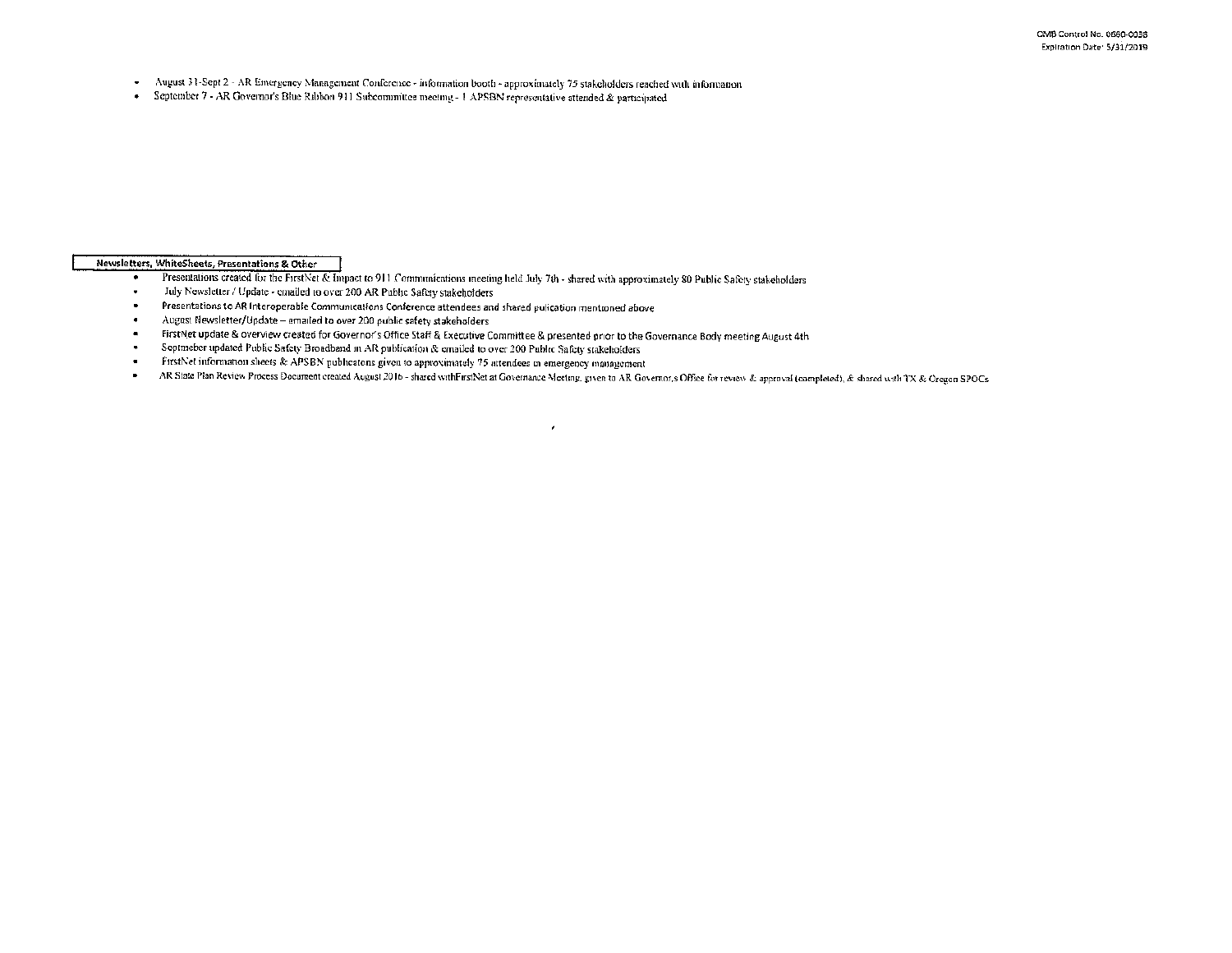- August 31-Sept 2 - AR Emergency Management Conference - information booth - approximately 75 stakeholders reached with information
- September 7 - AR Governor's Blue Ribbon 911 Subcommittee meeting - 1 APSBN representative attended & participated

**Newsletters, WhiteSheets, Presentations & Other**

- Presentations created for the FirstNet & Impact to 911 Communications meeting held July 7th - shared with approximately 80 Public Safety stakeholders
- July Newsletter / Update - emailed to over 200 AR Public Safety stakeholders
- Presentations to AR Interoperable Communications Conference attendees and shared pulication mentioned above
- August Newsletter/Update – emailed to over 200 public safety stakeholders
- FirstNet update & overview created for Governor's Office Staff & Executive Committee & presented prior to the Governance Body meeting August 4th
- Septmeber updated Public Safety Broadband in AR publication & emailed to over 200 Public Safety stakeholders
- FirstNet information sheets & APSBN publicatons given to approximately 75 attendees in emergency management
- AR State Plan Review Process Document created August 2016 - shared withFirstNet at Governance Meeting, given to AR Governor,s Office for review & approval (completed), & shared with TX & Oregon SPOCs